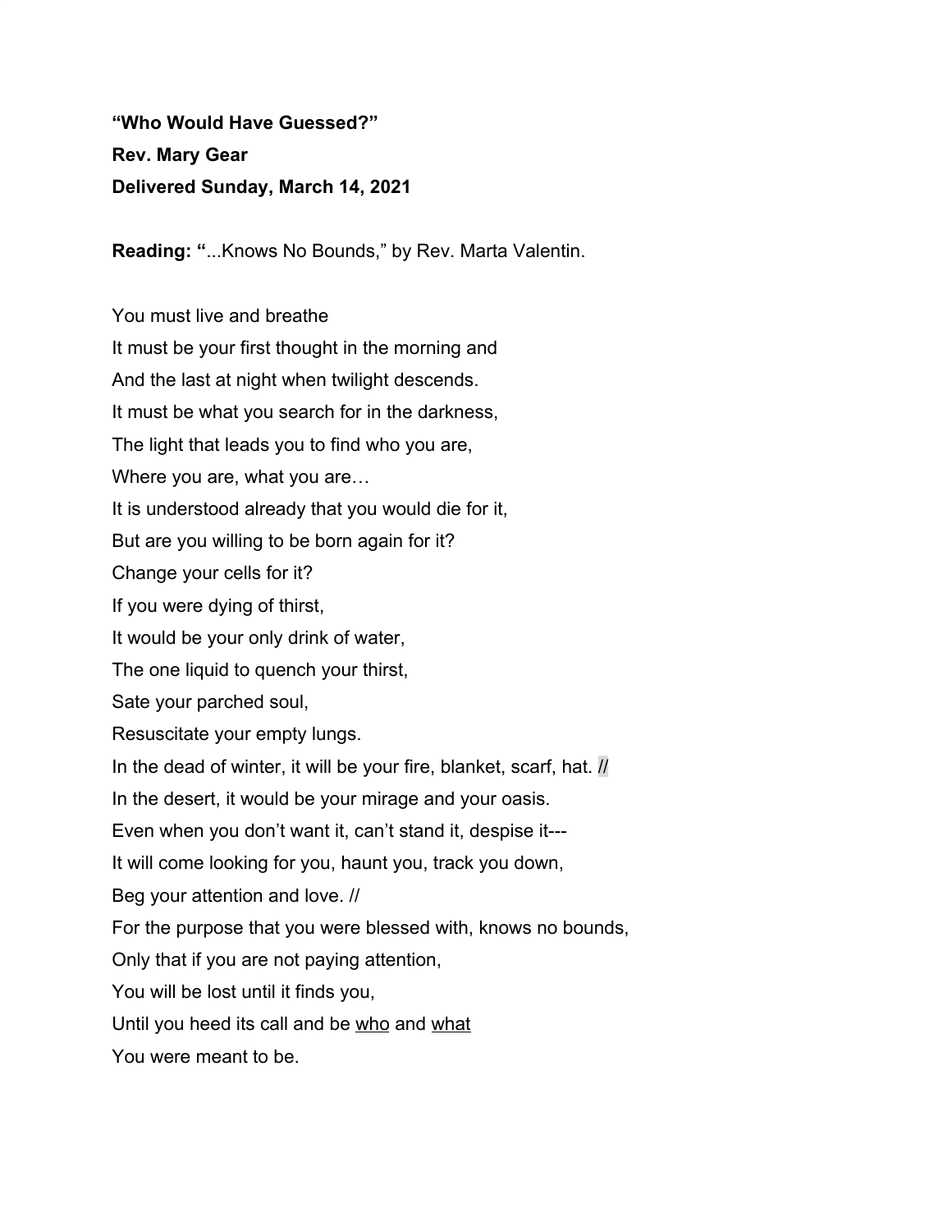**"Who Would Have Guessed?"**

**Rev. Mary Gear**

**Delivered Sunday, March 14, 2021**

**Reading: "**...Knows No Bounds," by Rev. Marta Valentin.

You must live and breathe  
It must be your first thought in the morning and  
And the last at night when twilight descends.  
It must be what you search for in the darkness,  
The light that leads you to find who you are,  
Where you are, what you are…  
It is understood already that you would die for it,  
But are you willing to be born again for it?  
Change your cells for it?  
If you were dying of thirst,  
It would be your only drink of water,  
The one liquid to quench your thirst,  
Sate your parched soul,  
Resuscitate your empty lungs.  
In the dead of winter, it will be your fire, blanket, scarf, hat. //  
In the desert, it would be your mirage and your oasis.  
Even when you don't want it, can't stand it, despise it---  
It will come looking for you, haunt you, track you down,  
Beg your attention and love. //  
For the purpose that you were blessed with, knows no bounds,  
Only that if you are not paying attention,  
You will be lost until it finds you,  
Until you heed its call and be <u>who</u> and <u>what</u>  
You were meant to be.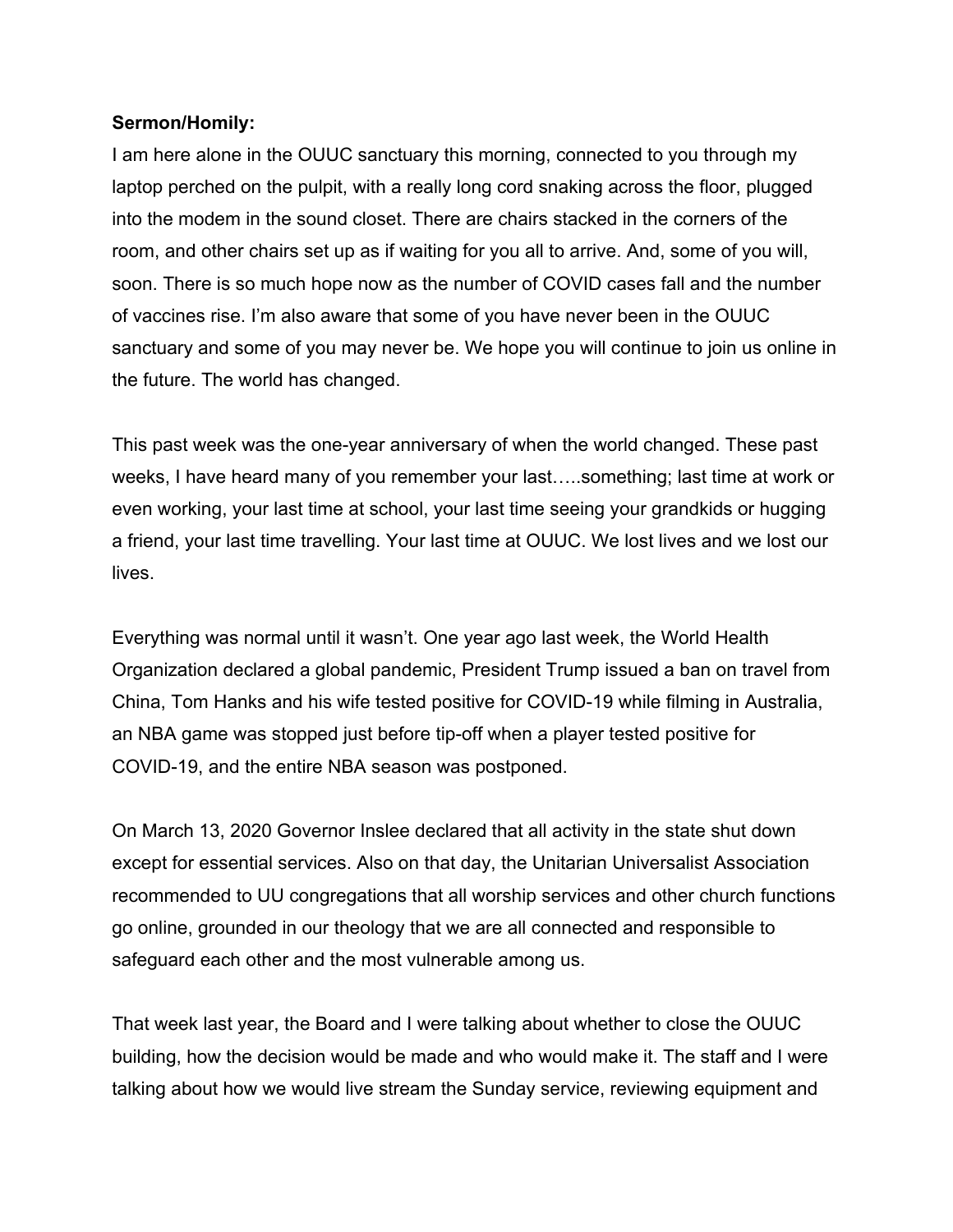**Sermon/Homily:**

I am here alone in the OUUC sanctuary this morning, connected to you through my laptop perched on the pulpit, with a really long cord snaking across the floor, plugged into the modem in the sound closet. There are chairs stacked in the corners of the room, and other chairs set up as if waiting for you all to arrive. And, some of you will, soon. There is so much hope now as the number of COVID cases fall and the number of vaccines rise. I'm also aware that some of you have never been in the OUUC sanctuary and some of you may never be. We hope you will continue to join us online in the future. The world has changed.

This past week was the one-year anniversary of when the world changed. These past weeks, I have heard many of you remember your last…..something; last time at work or even working, your last time at school, your last time seeing your grandkids or hugging a friend, your last time travelling. Your last time at OUUC. We lost lives and we lost our lives.

Everything was normal until it wasn't. One year ago last week, the World Health Organization declared a global pandemic, President Trump issued a ban on travel from China, Tom Hanks and his wife tested positive for COVID-19 while filming in Australia, an NBA game was stopped just before tip-off when a player tested positive for COVID-19, and the entire NBA season was postponed.

On March 13, 2020 Governor Inslee declared that all activity in the state shut down except for essential services. Also on that day, the Unitarian Universalist Association recommended to UU congregations that all worship services and other church functions go online, grounded in our theology that we are all connected and responsible to safeguard each other and the most vulnerable among us.

That week last year, the Board and I were talking about whether to close the OUUC building, how the decision would be made and who would make it. The staff and I were talking about how we would live stream the Sunday service, reviewing equipment and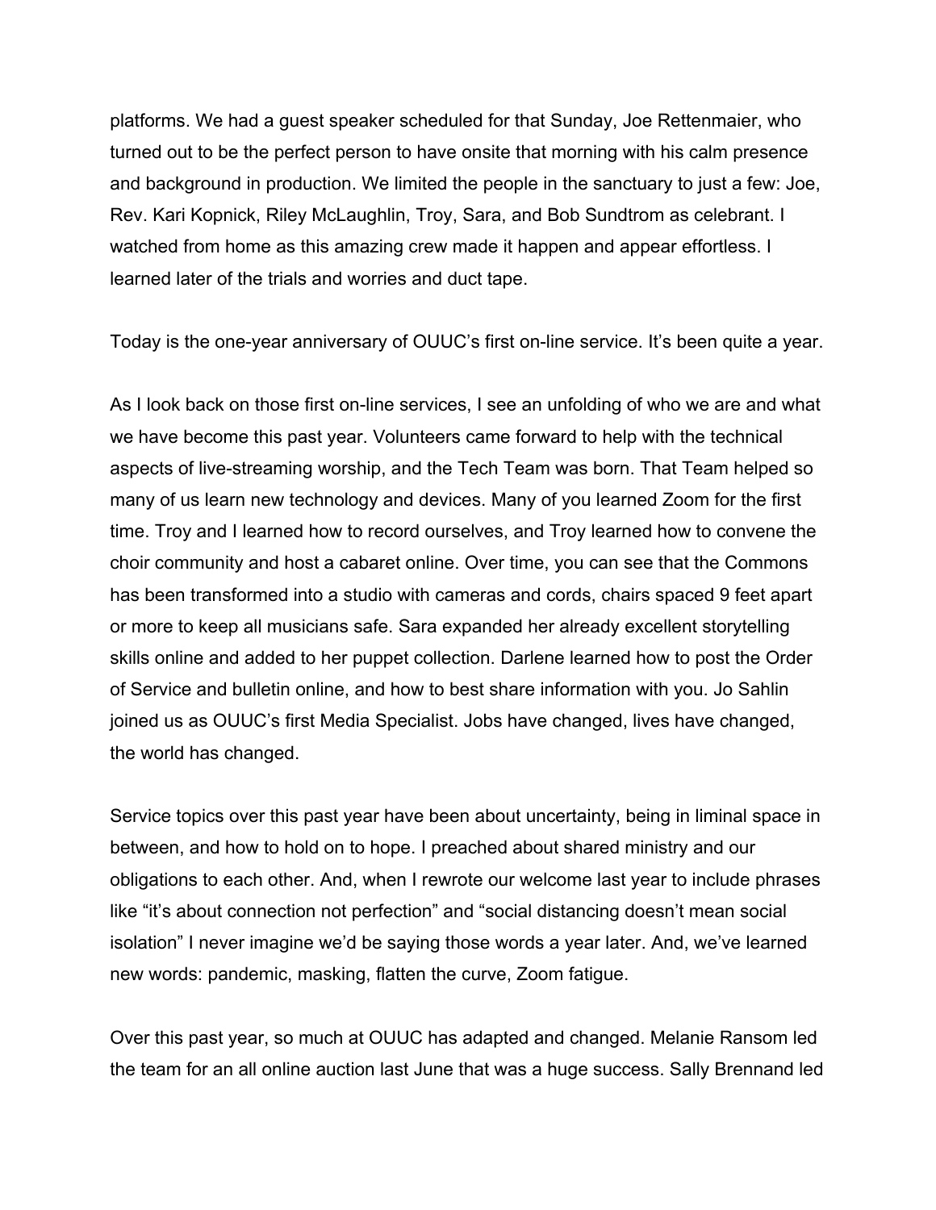platforms. We had a guest speaker scheduled for that Sunday, Joe Rettenmaier, who turned out to be the perfect person to have onsite that morning with his calm presence and background in production. We limited the people in the sanctuary to just a few: Joe, Rev. Kari Kopnick, Riley McLaughlin, Troy, Sara, and Bob Sundtrom as celebrant. I watched from home as this amazing crew made it happen and appear effortless. I learned later of the trials and worries and duct tape.

Today is the one-year anniversary of OUUC's first on-line service. It's been quite a year.

As I look back on those first on-line services, I see an unfolding of who we are and what we have become this past year. Volunteers came forward to help with the technical aspects of live-streaming worship, and the Tech Team was born. That Team helped so many of us learn new technology and devices. Many of you learned Zoom for the first time. Troy and I learned how to record ourselves, and Troy learned how to convene the choir community and host a cabaret online. Over time, you can see that the Commons has been transformed into a studio with cameras and cords, chairs spaced 9 feet apart or more to keep all musicians safe. Sara expanded her already excellent storytelling skills online and added to her puppet collection. Darlene learned how to post the Order of Service and bulletin online, and how to best share information with you. Jo Sahlin joined us as OUUC's first Media Specialist. Jobs have changed, lives have changed, the world has changed.

Service topics over this past year have been about uncertainty, being in liminal space in between, and how to hold on to hope. I preached about shared ministry and our obligations to each other. And, when I rewrote our welcome last year to include phrases like "it's about connection not perfection" and "social distancing doesn't mean social isolation" I never imagine we'd be saying those words a year later. And, we've learned new words: pandemic, masking, flatten the curve, Zoom fatigue.

Over this past year, so much at OUUC has adapted and changed. Melanie Ransom led the team for an all online auction last June that was a huge success. Sally Brennand led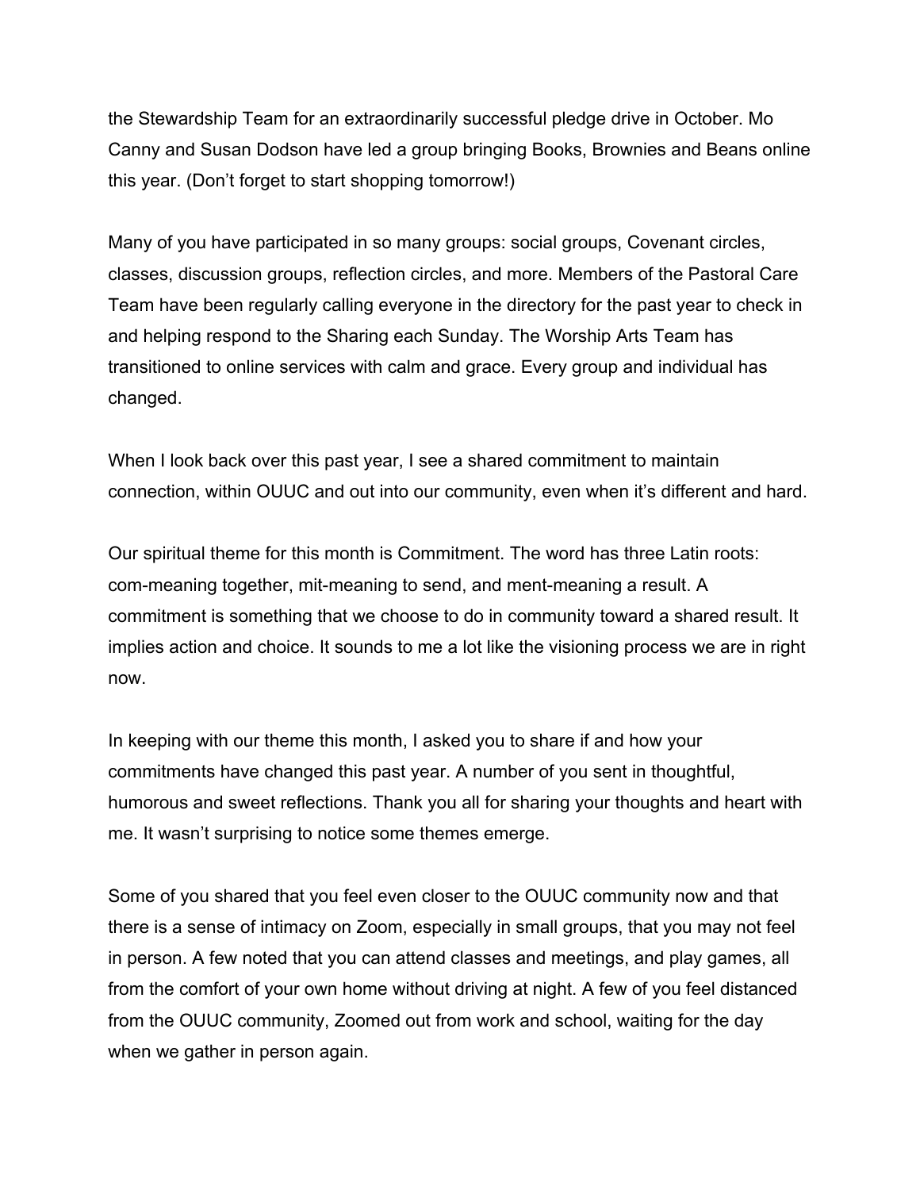the Stewardship Team for an extraordinarily successful pledge drive in October. Mo Canny and Susan Dodson have led a group bringing Books, Brownies and Beans online this year. (Don't forget to start shopping tomorrow!)

Many of you have participated in so many groups: social groups, Covenant circles, classes, discussion groups, reflection circles, and more. Members of the Pastoral Care Team have been regularly calling everyone in the directory for the past year to check in and helping respond to the Sharing each Sunday. The Worship Arts Team has transitioned to online services with calm and grace. Every group and individual has changed.

When I look back over this past year, I see a shared commitment to maintain connection, within OUUC and out into our community, even when it's different and hard.

Our spiritual theme for this month is Commitment. The word has three Latin roots: com-meaning together, mit-meaning to send, and ment-meaning a result. A commitment is something that we choose to do in community toward a shared result. It implies action and choice. It sounds to me a lot like the visioning process we are in right now.

In keeping with our theme this month, I asked you to share if and how your commitments have changed this past year. A number of you sent in thoughtful, humorous and sweet reflections. Thank you all for sharing your thoughts and heart with me. It wasn't surprising to notice some themes emerge.

Some of you shared that you feel even closer to the OUUC community now and that there is a sense of intimacy on Zoom, especially in small groups, that you may not feel in person. A few noted that you can attend classes and meetings, and play games, all from the comfort of your own home without driving at night. A few of you feel distanced from the OUUC community, Zoomed out from work and school, waiting for the day when we gather in person again.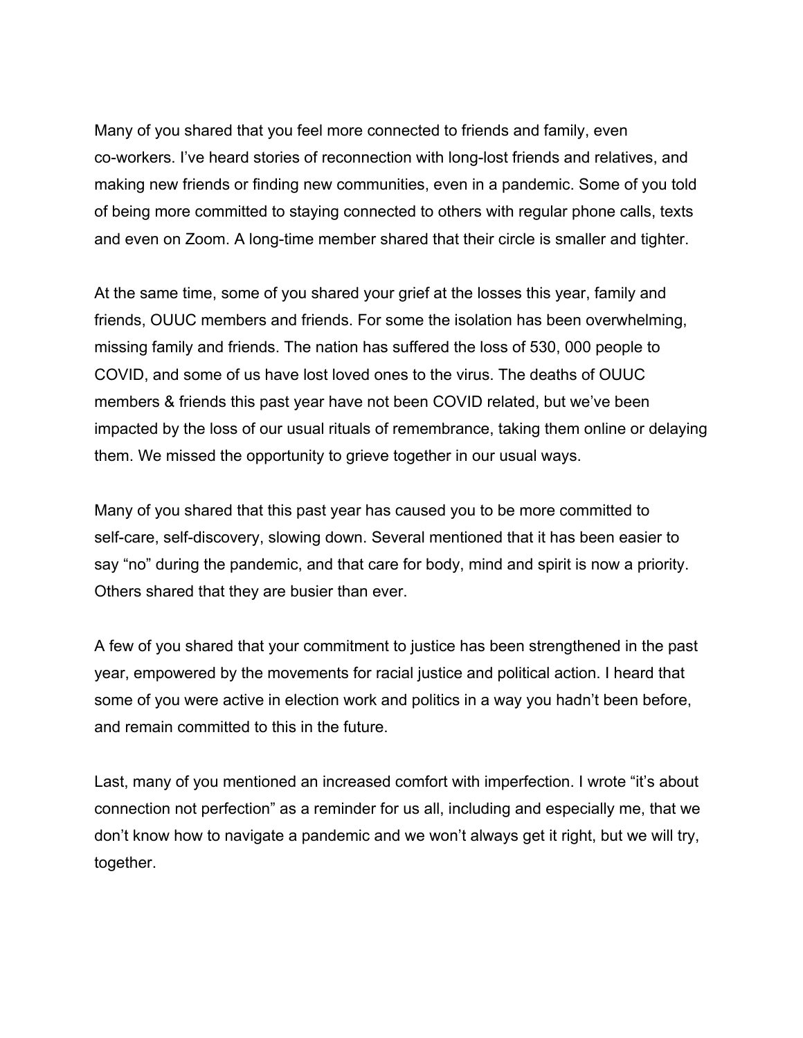Many of you shared that you feel more connected to friends and family, even co-workers. I've heard stories of reconnection with long-lost friends and relatives, and making new friends or finding new communities, even in a pandemic. Some of you told of being more committed to staying connected to others with regular phone calls, texts and even on Zoom. A long-time member shared that their circle is smaller and tighter.

At the same time, some of you shared your grief at the losses this year, family and friends, OUUC members and friends. For some the isolation has been overwhelming, missing family and friends. The nation has suffered the loss of 530, 000 people to COVID, and some of us have lost loved ones to the virus. The deaths of OUUC members & friends this past year have not been COVID related, but we've been impacted by the loss of our usual rituals of remembrance, taking them online or delaying them. We missed the opportunity to grieve together in our usual ways.

Many of you shared that this past year has caused you to be more committed to self-care, self-discovery, slowing down. Several mentioned that it has been easier to say "no" during the pandemic, and that care for body, mind and spirit is now a priority. Others shared that they are busier than ever.

A few of you shared that your commitment to justice has been strengthened in the past year, empowered by the movements for racial justice and political action. I heard that some of you were active in election work and politics in a way you hadn't been before, and remain committed to this in the future.

Last, many of you mentioned an increased comfort with imperfection. I wrote "it's about connection not perfection" as a reminder for us all, including and especially me, that we don't know how to navigate a pandemic and we won't always get it right, but we will try, together.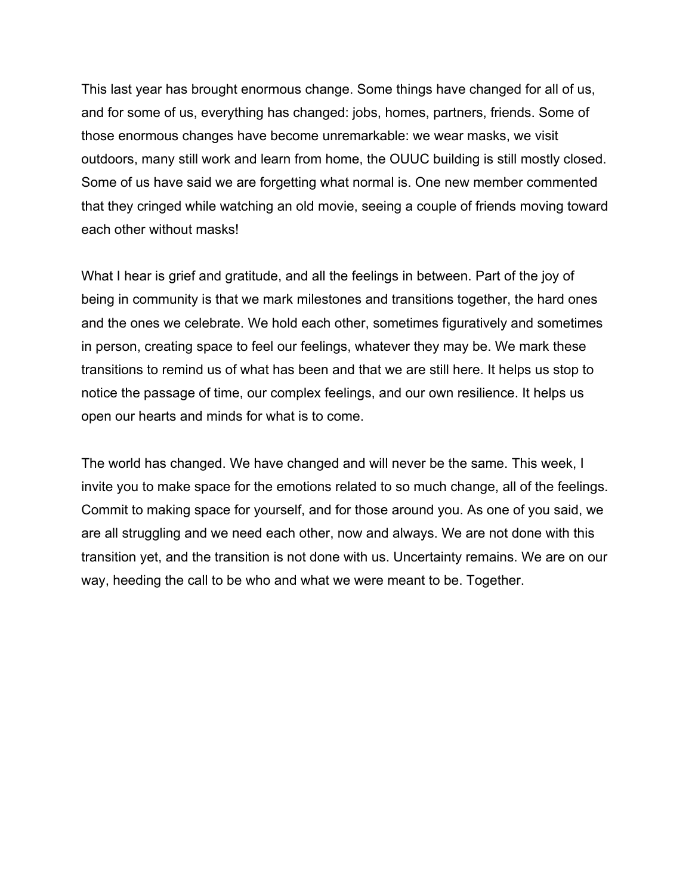This last year has brought enormous change. Some things have changed for all of us, and for some of us, everything has changed: jobs, homes, partners, friends. Some of those enormous changes have become unremarkable: we wear masks, we visit outdoors, many still work and learn from home, the OUUC building is still mostly closed. Some of us have said we are forgetting what normal is. One new member commented that they cringed while watching an old movie, seeing a couple of friends moving toward each other without masks!

What I hear is grief and gratitude, and all the feelings in between. Part of the joy of being in community is that we mark milestones and transitions together, the hard ones and the ones we celebrate. We hold each other, sometimes figuratively and sometimes in person, creating space to feel our feelings, whatever they may be. We mark these transitions to remind us of what has been and that we are still here. It helps us stop to notice the passage of time, our complex feelings, and our own resilience. It helps us open our hearts and minds for what is to come.

The world has changed. We have changed and will never be the same. This week, I invite you to make space for the emotions related to so much change, all of the feelings. Commit to making space for yourself, and for those around you. As one of you said, we are all struggling and we need each other, now and always. We are not done with this transition yet, and the transition is not done with us. Uncertainty remains. We are on our way, heeding the call to be who and what we were meant to be. Together.